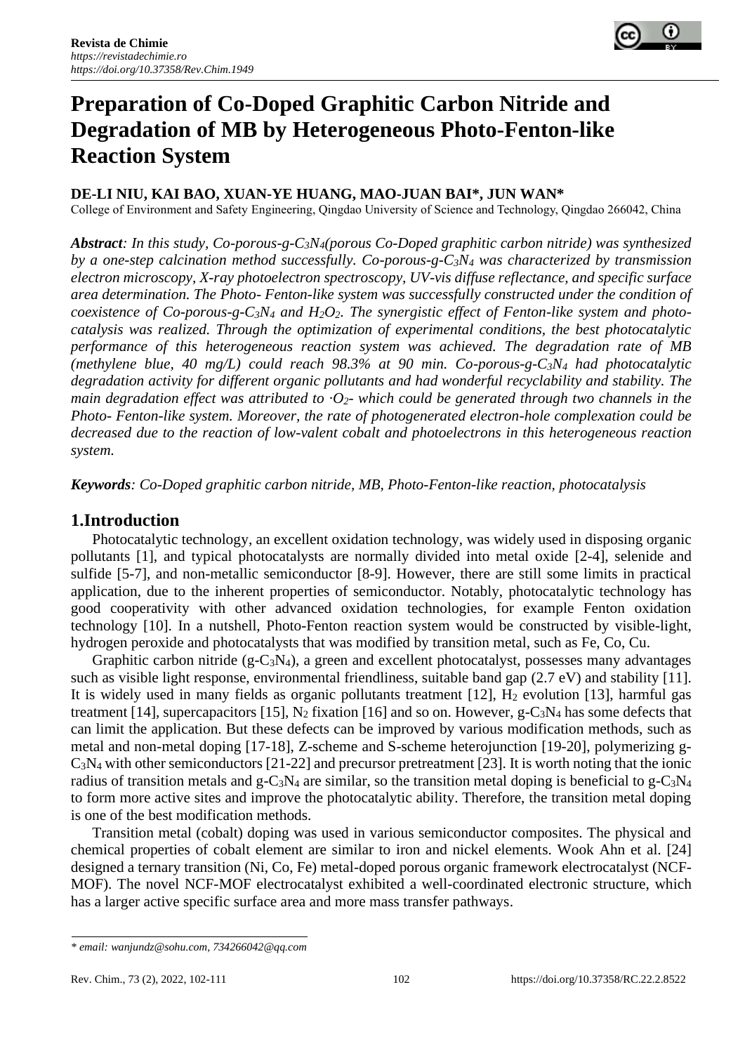# Preparation of Co-Doped Graphitic Carbon Nitride and Degradation of MB by Heterogeneous Photo-Fenton-like Reaction System

**DE-LI NIU, KAI BAO, XUAN-YE HUANG, MAO-JUAN BAI\*, JUN WAN\***

College of Environment and Safety Engineering, Qingdao University of Science and Technology, Qingdao 266042, China

***Abstract**: In this study, Co-porous-g-$C_3N_4$(porous Co-Doped graphitic carbon nitride) was synthesized by a one-step calcination method successfully. Co-porous-g-$C_3N_4$ was characterized by transmission electron microscopy, X-ray photoelectron spectroscopy, UV-vis diffuse reflectance, and specific surface area determination. The Photo- Fenton-like system was successfully constructed under the condition of coexistence of Co-porous-g-$C_3N_4$ and $H_2O_2$. The synergistic effect of Fenton-like system and photo-catalysis was realized. Through the optimization of experimental conditions, the best photocatalytic performance of this heterogeneous reaction system was achieved. The degradation rate of MB (methylene blue, 40 mg/L) could reach 98.3% at 90 min. Co-porous-g-$C_3N_4$ had photocatalytic degradation activity for different organic pollutants and had wonderful recyclability and stability. The main degradation effect was attributed to $\cdot O_2$- which could be generated through two channels in the Photo- Fenton-like system. Moreover, the rate of photogenerated electron-hole complexation could be decreased due to the reaction of low-valent cobalt and photoelectrons in this heterogeneous reaction system.*

***Keywords**: Co-Doped graphitic carbon nitride, MB, Photo-Fenton-like reaction, photocatalysis*

## 1.Introduction

Photocatalytic technology, an excellent oxidation technology, was widely used in disposing organic pollutants [1], and typical photocatalysts are normally divided into metal oxide [2-4], selenide and sulfide [5-7], and non-metallic semiconductor [8-9]. However, there are still some limits in practical application, due to the inherent properties of semiconductor. Notably, photocatalytic technology has good cooperativity with other advanced oxidation technologies, for example Fenton oxidation technology [10]. In a nutshell, Photo-Fenton reaction system would be constructed by visible-light, hydrogen peroxide and photocatalysts that was modified by transition metal, such as Fe, Co, Cu.

Graphitic carbon nitride (g-$C_3N_4$), a green and excellent photocatalyst, possesses many advantages such as visible light response, environmental friendliness, suitable band gap (2.7 eV) and stability [11]. It is widely used in many fields as organic pollutants treatment [12], $H_2$ evolution [13], harmful gas treatment [14], supercapacitors [15], $N_2$ fixation [16] and so on. However, g-$C_3N_4$ has some defects that can limit the application. But these defects can be improved by various modification methods, such as metal and non-metal doping [17-18], Z-scheme and S-scheme heterojunction [19-20], polymerizing g-$C_3N_4$ with other semiconductors [21-22] and precursor pretreatment [23]. It is worth noting that the ionic radius of transition metals and g-$C_3N_4$ are similar, so the transition metal doping is beneficial to g-$C_3N_4$ to form more active sites and improve the photocatalytic ability. Therefore, the transition metal doping is one of the best modification methods.

Transition metal (cobalt) doping was used in various semiconductor composites. The physical and chemical properties of cobalt element are similar to iron and nickel elements. Wook Ahn et al. [24] designed a ternary transition (Ni, Co, Fe) metal-doped porous organic framework electrocatalyst (NCF-MOF). The novel NCF-MOF electrocatalyst exhibited a well-coordinated electronic structure, which has a larger active specific surface area and more mass transfer pathways.

---

*\* email: wanjundz@sohu.com, 734266042@qq.com*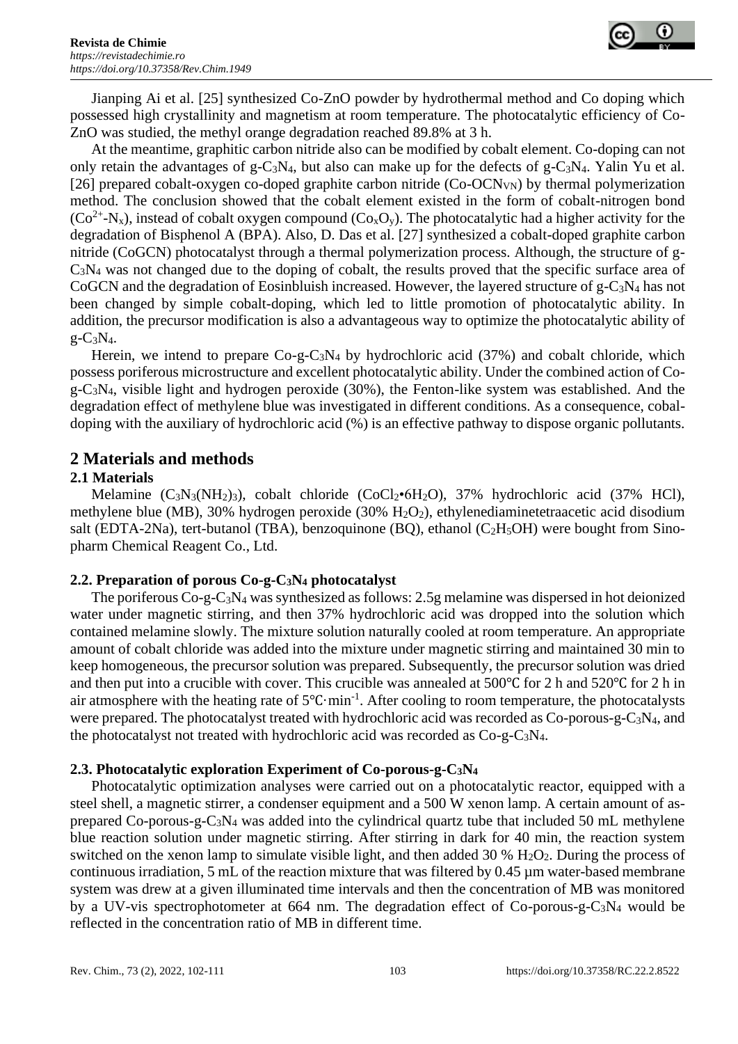Jianping Ai et al. [25] synthesized Co-ZnO powder by hydrothermal method and Co doping which possessed high crystallinity and magnetism at room temperature. The photocatalytic efficiency of Co-ZnO was studied, the methyl orange degradation reached 89.8% at 3 h.

At the meantime, graphitic carbon nitride also can be modified by cobalt element. Co-doping can not only retain the advantages of g-$C_3N_4$, but also can make up for the defects of g-$C_3N_4$. Yalin Yu et al. [26] prepared cobalt-oxygen co-doped graphite carbon nitride (Co-$OCN_{VN}$) by thermal polymerization method. The conclusion showed that the cobalt element existed in the form of cobalt-nitrogen bond ($Co^{2+}$-$N_x$), instead of cobalt oxygen compound ($Co_xO_y$). The photocatalytic had a higher activity for the degradation of Bisphenol A (BPA). Also, D. Das et al. [27] synthesized a cobalt-doped graphite carbon nitride (CoGCN) photocatalyst through a thermal polymerization process. Although, the structure of g-$C_3N_4$ was not changed due to the doping of cobalt, the results proved that the specific surface area of CoGCN and the degradation of Eosinbluish increased. However, the layered structure of g-$C_3N_4$ has not been changed by simple cobalt-doping, which led to little promotion of photocatalytic ability. In addition, the precursor modification is also a advantageous way to optimize the photocatalytic ability of g-$C_3N_4$.

Herein, we intend to prepare Co-g-$C_3N_4$ by hydrochloric acid (37%) and cobalt chloride, which possess poriferous microstructure and excellent photocatalytic ability. Under the combined action of Co-g-$C_3N_4$, visible light and hydrogen peroxide (30%), the Fenton-like system was established. And the degradation effect of methylene blue was investigated in different conditions. As a consequence, cobal-doping with the auxiliary of hydrochloric acid (%) is an effective pathway to dispose organic pollutants.

## 2 Materials and methods

### 2.1 Materials

Melamine ($C_3N_3(NH_2)_3$), cobalt chloride ($CoCl_2$•$6H_2O$), 37% hydrochloric acid (37% HCl), methylene blue (MB), 30% hydrogen peroxide (30% $H_2O_2$), ethylenediaminetetraacetic acid disodium salt (EDTA-2Na), tert-butanol (TBA), benzoquinone (BQ), ethanol ($C_2H_5OH$) were bought from Sinopharm Chemical Reagent Co., Ltd.

### 2.2. Preparation of porous Co-g-$C_3N_4$ photocatalyst

The poriferous Co-g-$C_3N_4$ was synthesized as follows: 2.5g melamine was dispersed in hot deionized water under magnetic stirring, and then 37% hydrochloric acid was dropped into the solution which contained melamine slowly. The mixture solution naturally cooled at room temperature. An appropriate amount of cobalt chloride was added into the mixture under magnetic stirring and maintained 30 min to keep homogeneous, the precursor solution was prepared. Subsequently, the precursor solution was dried and then put into a crucible with cover. This crucible was annealed at 500℃ for 2 h and 520℃ for 2 h in air atmosphere with the heating rate of 5℃·$min^{-1}$. After cooling to room temperature, the photocatalysts were prepared. The photocatalyst treated with hydrochloric acid was recorded as Co-porous-g-$C_3N_4$, and the photocatalyst not treated with hydrochloric acid was recorded as Co-g-$C_3N_4$.

### 2.3. Photocatalytic exploration Experiment of Co-porous-g-$C_3N_4$

Photocatalytic optimization analyses were carried out on a photocatalytic reactor, equipped with a steel shell, a magnetic stirrer, a condenser equipment and a 500 W xenon lamp. A certain amount of as-prepared Co-porous-g-$C_3N_4$ was added into the cylindrical quartz tube that included 50 mL methylene blue reaction solution under magnetic stirring. After stirring in dark for 40 min, the reaction system switched on the xenon lamp to simulate visible light, and then added 30 % $H_2O_2$. During the process of continuous irradiation, 5 mL of the reaction mixture that was filtered by 0.45 μm water-based membrane system was drew at a given illuminated time intervals and then the concentration of MB was monitored by a UV-vis spectrophotometer at 664 nm. The degradation effect of Co-porous-g-$C_3N_4$ would be reflected in the concentration ratio of MB in different time.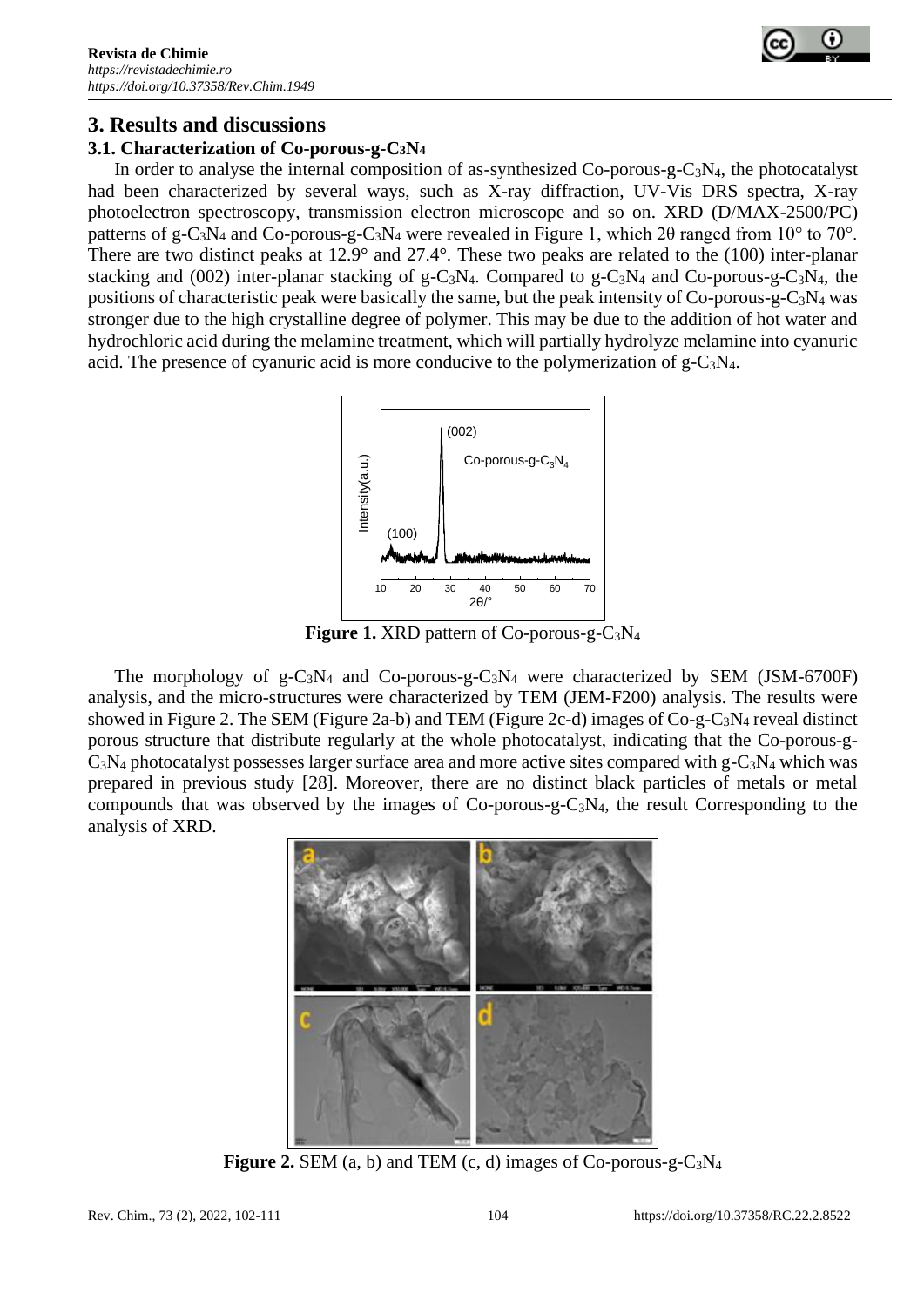## 3. Results and discussions

### 3.1. Characterization of Co-porous-g-$C_3N_4$

In order to analyse the internal composition of as-synthesized Co-porous-g-$C_3N_4$, the photocatalyst had been characterized by several ways, such as X-ray diffraction, UV-Vis DRS spectra, X-ray photoelectron spectroscopy, transmission electron microscope and so on. XRD (D/MAX-2500/PC) patterns of g-$C_3N_4$ and Co-porous-g-$C_3N_4$ were revealed in Figure 1, which 2θ ranged from 10° to 70°. There are two distinct peaks at 12.9° and 27.4°. These two peaks are related to the (100) inter-planar stacking and (002) inter-planar stacking of g-$C_3N_4$. Compared to g-$C_3N_4$ and Co-porous-g-$C_3N_4$, the positions of characteristic peak were basically the same, but the peak intensity of Co-porous-g-$C_3N_4$ was stronger due to the high crystalline degree of polymer. This may be due to the addition of hot water and hydrochloric acid during the melamine treatment, which will partially hydrolyze melamine into cyanuric acid. The presence of cyanuric acid is more conducive to the polymerization of g-$C_3N_4$.

**Figure 1.** XRD pattern of Co-porous-g-$C_3N_4$

The morphology of g-$C_3N_4$ and Co-porous-g-$C_3N_4$ were characterized by SEM (JSM-6700F) analysis, and the micro-structures were characterized by TEM (JEM-F200) analysis. The results were showed in Figure 2. The SEM (Figure 2a-b) and TEM (Figure 2c-d) images of Co-g-$C_3N_4$ reveal distinct porous structure that distribute regularly at the whole photocatalyst, indicating that the Co-porous-g-$C_3N_4$ photocatalyst possesses larger surface area and more active sites compared with g-$C_3N_4$ which was prepared in previous study [28]. Moreover, there are no distinct black particles of metals or metal compounds that was observed by the images of Co-porous-g-$C_3N_4$, the result Corresponding to the analysis of XRD.

**Figure 2.** SEM (a, b) and TEM (c, d) images of Co-porous-g-$C_3N_4$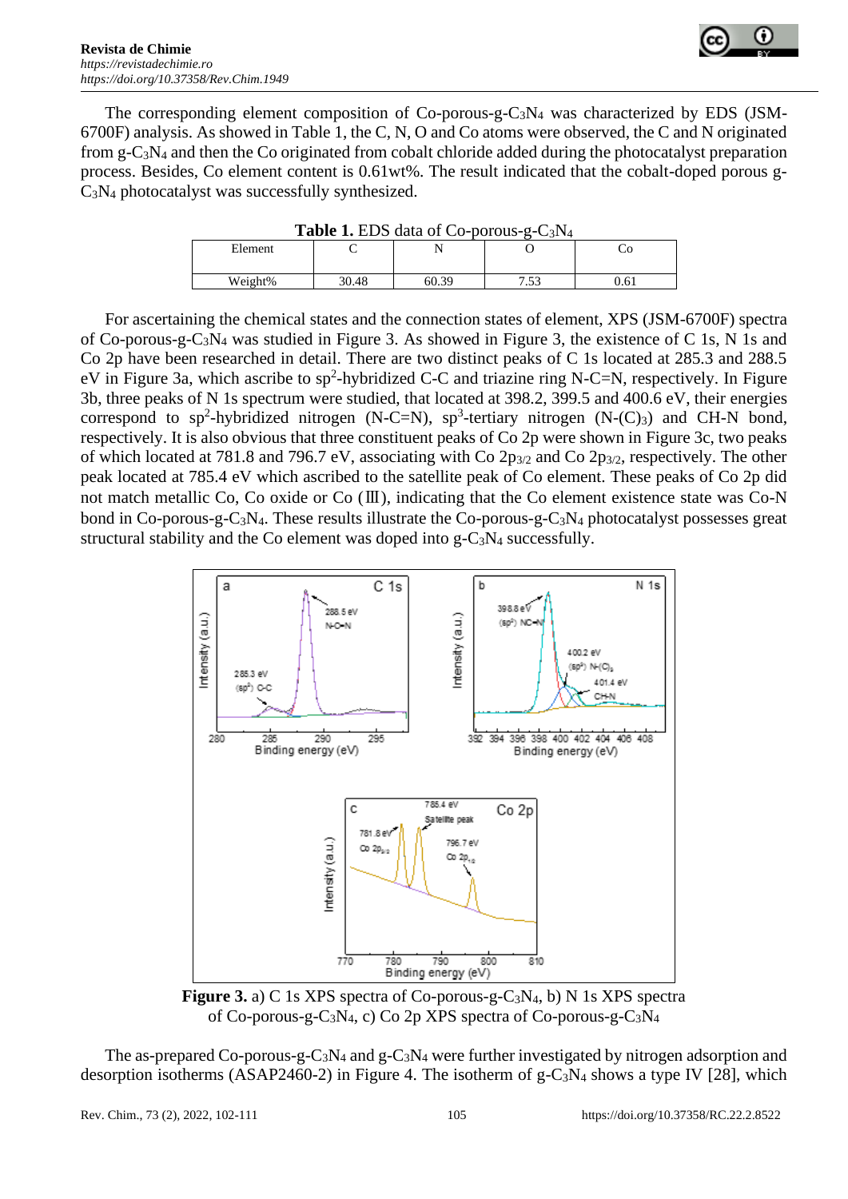The corresponding element composition of Co-porous-g-$C_3N_4$ was characterized by EDS (JSM-6700F) analysis. As showed in Table 1, the C, N, O and Co atoms were observed, the C and N originated from g-$C_3N_4$ and then the Co originated from cobalt chloride added during the photocatalyst preparation process. Besides, Co element content is 0.61wt%. The result indicated that the cobalt-doped porous g-$C_3N_4$ photocatalyst was successfully synthesized.

**Table 1.** EDS data of Co-porous-g-$C_3N_4$

| Element | C | N | O | Co |
|---|---|---|---|---|
| Weight% | 30.48 | 60.39 | 7.53 | 0.61 |

For ascertaining the chemical states and the connection states of element, XPS (JSM-6700F) spectra of Co-porous-g-$C_3N_4$ was studied in Figure 3. As showed in Figure 3, the existence of C 1s, N 1s and Co 2p have been researched in detail. There are two distinct peaks of C 1s located at 285.3 and 288.5 eV in Figure 3a, which ascribe to $sp^2$-hybridized C-C and triazine ring N-C=N, respectively. In Figure 3b, three peaks of N 1s spectrum were studied, that located at 398.2, 399.5 and 400.6 eV, their energies correspond to $sp^2$-hybridized nitrogen (N-C=N), $sp^3$-tertiary nitrogen ($N\text{-}(C)_3$) and CH-N bond, respectively. It is also obvious that three constituent peaks of Co 2p were shown in Figure 3c, two peaks of which located at 781.8 and 796.7 eV, associating with Co $2p_{3/2}$ and Co $2p_{3/2}$, respectively. The other peak located at 785.4 eV which ascribed to the satellite peak of Co element. These peaks of Co 2p did not match metallic Co, Co oxide or Co (Ⅲ), indicating that the Co element existence state was Co-N bond in Co-porous-g-$C_3N_4$. These results illustrate the Co-porous-g-$C_3N_4$ photocatalyst possesses great structural stability and the Co element was doped into g-$C_3N_4$ successfully.

**Figure 3.** a) C 1s XPS spectra of Co-porous-g-$C_3N_4$, b) N 1s XPS spectra of Co-porous-g-$C_3N_4$, c) Co 2p XPS spectra of Co-porous-g-$C_3N_4$

The as-prepared Co-porous-g-$C_3N_4$ and g-$C_3N_4$ were further investigated by nitrogen adsorption and desorption isotherms (ASAP2460-2) in Figure 4. The isotherm of g-$C_3N_4$ shows a type IV [28], which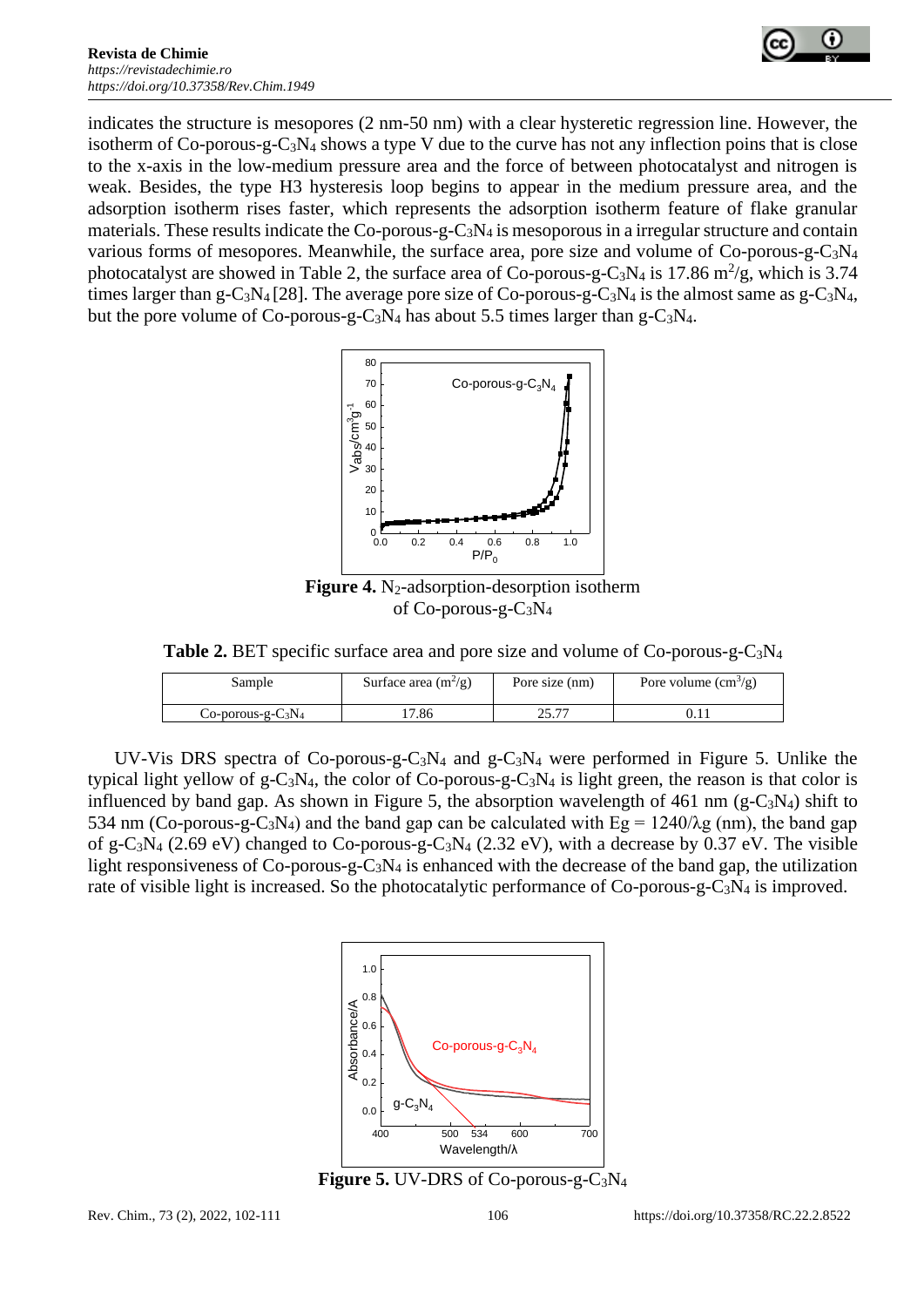indicates the structure is mesopores (2 nm-50 nm) with a clear hysteretic regression line. However, the isotherm of Co-porous-g-$C_3N_4$ shows a type V due to the curve has not any inflection poins that is close to the x-axis in the low-medium pressure area and the force of between photocatalyst and nitrogen is weak. Besides, the type H3 hysteresis loop begins to appear in the medium pressure area, and the adsorption isotherm rises faster, which represents the adsorption isotherm feature of flake granular materials. These results indicate the Co-porous-g-$C_3N_4$ is mesoporous in a irregular structure and contain various forms of mesopores. Meanwhile, the surface area, pore size and volume of Co-porous-g-$C_3N_4$ photocatalyst are showed in Table 2, the surface area of Co-porous-g-$C_3N_4$ is 17.86 $m^2/g$, which is 3.74 times larger than g-$C_3N_4$ [28]. The average pore size of Co-porous-g-$C_3N_4$ is the almost same as g-$C_3N_4$, but the pore volume of Co-porous-g-$C_3N_4$ has about 5.5 times larger than g-$C_3N_4$.

**Figure 4.** $N_2$-adsorption-desorption isotherm of Co-porous-g-$C_3N_4$

**Table 2.** BET specific surface area and pore size and volume of Co-porous-g-$C_3N_4$

| Sample | Surface area ($m^2/g$) | Pore size (nm) | Pore volume ($cm^3/g$) |
|---|---|---|---|
| Co-porous-g-$C_3N_4$ | 17.86 | 25.77 | 0.11 |

UV-Vis DRS spectra of Co-porous-g-$C_3N_4$ and g-$C_3N_4$ were performed in Figure 5. Unlike the typical light yellow of g-$C_3N_4$, the color of Co-porous-g-$C_3N_4$ is light green, the reason is that color is influenced by band gap. As shown in Figure 5, the absorption wavelength of 461 nm (g-$C_3N_4$) shift to 534 nm (Co-porous-g-$C_3N_4$) and the band gap can be calculated with $Eg = 1240/\lambda g$ (nm), the band gap of g-$C_3N_4$ (2.69 eV) changed to Co-porous-g-$C_3N_4$ (2.32 eV), with a decrease by 0.37 eV. The visible light responsiveness of Co-porous-g-$C_3N_4$ is enhanced with the decrease of the band gap, the utilization rate of visible light is increased. So the photocatalytic performance of Co-porous-g-$C_3N_4$ is improved.

**Figure 5.** UV-DRS of Co-porous-g-$C_3N_4$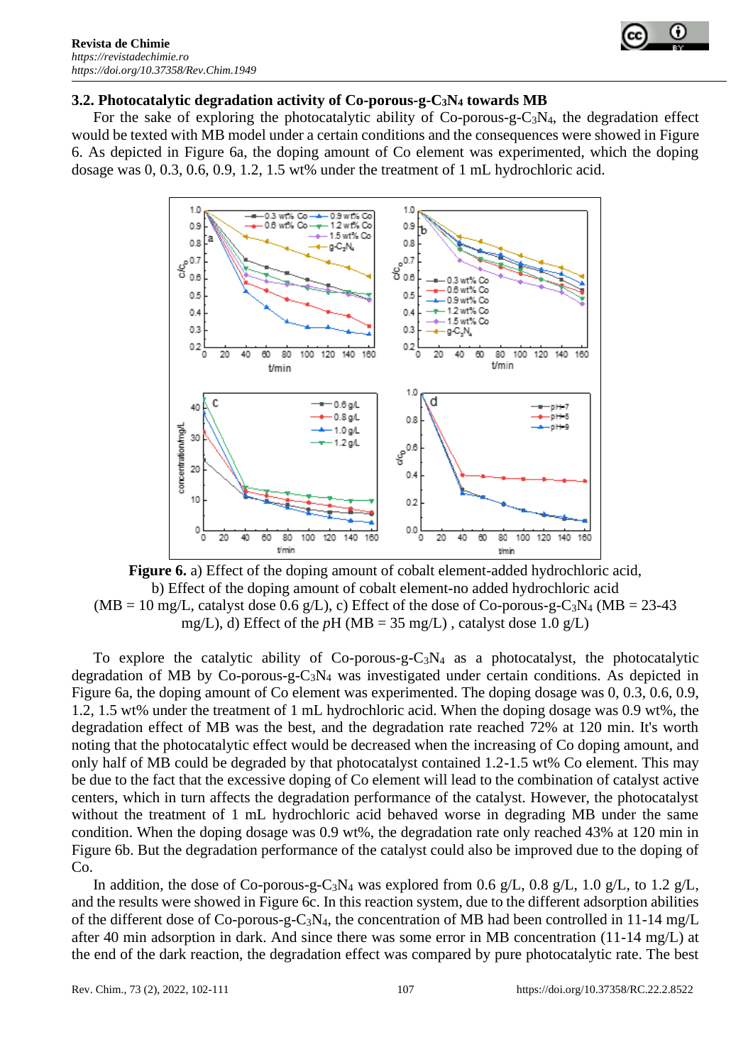### 3.2. Photocatalytic degradation activity of Co-porous-g-$C_3N_4$ towards MB

For the sake of exploring the photocatalytic ability of Co-porous-g-$C_3N_4$, the degradation effect would be texted with MB model under a certain conditions and the consequences were showed in Figure 6. As depicted in Figure 6a, the doping amount of Co element was experimented, which the doping dosage was 0, 0.3, 0.6, 0.9, 1.2, 1.5 wt% under the treatment of 1 mL hydrochloric acid.

**Figure 6.** a) Effect of the doping amount of cobalt element-added hydrochloric acid, b) Effect of the doping amount of cobalt element-no added hydrochloric acid (MB = 10 mg/L, catalyst dose 0.6 g/L), c) Effect of the dose of Co-porous-g-$C_3N_4$ (MB = 23-43 mg/L), d) Effect of the *p*H (MB = 35 mg/L) , catalyst dose 1.0 g/L)

To explore the catalytic ability of Co-porous-g-$C_3N_4$ as a photocatalyst, the photocatalytic degradation of MB by Co-porous-g-$C_3N_4$ was investigated under certain conditions. As depicted in Figure 6a, the doping amount of Co element was experimented. The doping dosage was 0, 0.3, 0.6, 0.9, 1.2, 1.5 wt% under the treatment of 1 mL hydrochloric acid. When the doping dosage was 0.9 wt%, the degradation effect of MB was the best, and the degradation rate reached 72% at 120 min. It's worth noting that the photocatalytic effect would be decreased when the increasing of Co doping amount, and only half of MB could be degraded by that photocatalyst contained 1.2-1.5 wt% Co element. This may be due to the fact that the excessive doping of Co element will lead to the combination of catalyst active centers, which in turn affects the degradation performance of the catalyst. However, the photocatalyst without the treatment of 1 mL hydrochloric acid behaved worse in degrading MB under the same condition. When the doping dosage was 0.9 wt%, the degradation rate only reached 43% at 120 min in Figure 6b. But the degradation performance of the catalyst could also be improved due to the doping of Co.

In addition, the dose of Co-porous-g-$C_3N_4$ was explored from 0.6 g/L, 0.8 g/L, 1.0 g/L, to 1.2 g/L, and the results were showed in Figure 6c. In this reaction system, due to the different adsorption abilities of the different dose of Co-porous-g-$C_3N_4$, the concentration of MB had been controlled in 11-14 mg/L after 40 min adsorption in dark. And since there was some error in MB concentration (11-14 mg/L) at the end of the dark reaction, the degradation effect was compared by pure photocatalytic rate. The best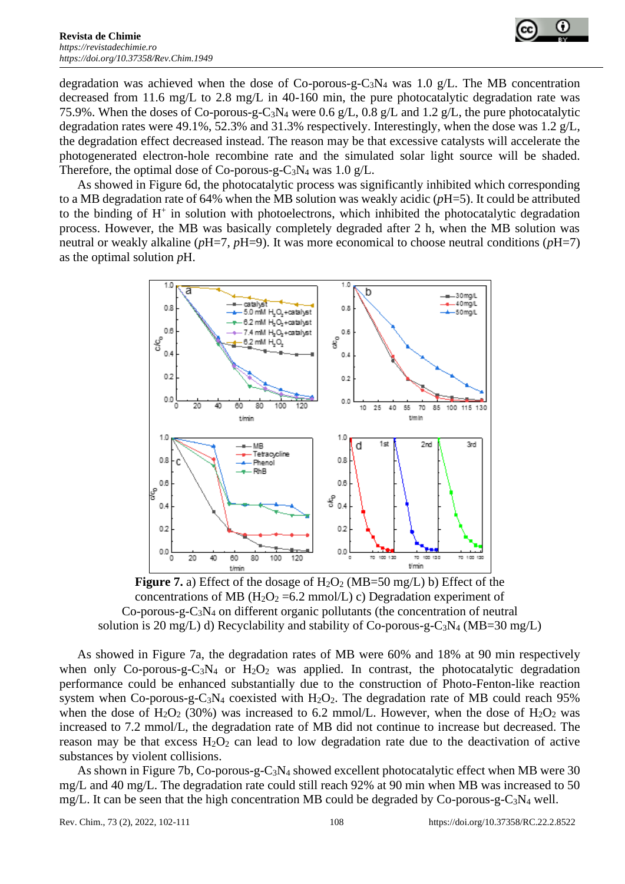degradation was achieved when the dose of Co-porous-g-$C_3N_4$ was 1.0 g/L. The MB concentration decreased from 11.6 mg/L to 2.8 mg/L in 40-160 min, the pure photocatalytic degradation rate was 75.9%. When the doses of Co-porous-g-$C_3N_4$ were 0.6 g/L, 0.8 g/L and 1.2 g/L, the pure photocatalytic degradation rates were 49.1%, 52.3% and 31.3% respectively. Interestingly, when the dose was 1.2 g/L, the degradation effect decreased instead. The reason may be that excessive catalysts will accelerate the photogenerated electron-hole recombine rate and the simulated solar light source will be shaded. Therefore, the optimal dose of Co-porous-g-$C_3N_4$ was 1.0 g/L.

As showed in Figure 6d, the photocatalytic process was significantly inhibited which corresponding to a MB degradation rate of 64% when the MB solution was weakly acidic (*p*H=5). It could be attributed to the binding of $H^+$ in solution with photoelectrons, which inhibited the photocatalytic degradation process. However, the MB was basically completely degraded after 2 h, when the MB solution was neutral or weakly alkaline (*p*H=7, *p*H=9). It was more economical to choose neutral conditions (*p*H=7) as the optimal solution *p*H.

**Figure 7.** a) Effect of the dosage of $H_2O_2$ (MB=50 mg/L) b) Effect of the concentrations of MB ($H_2O_2$ =6.2 mmol/L) c) Degradation experiment of Co-porous-g-$C_3N_4$ on different organic pollutants (the concentration of neutral solution is 20 mg/L) d) Recyclability and stability of Co-porous-g-$C_3N_4$ (MB=30 mg/L)

As showed in Figure 7a, the degradation rates of MB were 60% and 18% at 90 min respectively when only Co-porous-g-$C_3N_4$ or $H_2O_2$ was applied. In contrast, the photocatalytic degradation performance could be enhanced substantially due to the construction of Photo-Fenton-like reaction system when Co-porous-g-$C_3N_4$ coexisted with $H_2O_2$. The degradation rate of MB could reach 95% when the dose of $H_2O_2$ (30%) was increased to 6.2 mmol/L. However, when the dose of $H_2O_2$ was increased to 7.2 mmol/L, the degradation rate of MB did not continue to increase but decreased. The reason may be that excess $H_2O_2$ can lead to low degradation rate due to the deactivation of active substances by violent collisions.

As shown in Figure 7b, Co-porous-g-$C_3N_4$ showed excellent photocatalytic effect when MB were 30 mg/L and 40 mg/L. The degradation rate could still reach 92% at 90 min when MB was increased to 50 mg/L. It can be seen that the high concentration MB could be degraded by Co-porous-g-$C_3N_4$ well.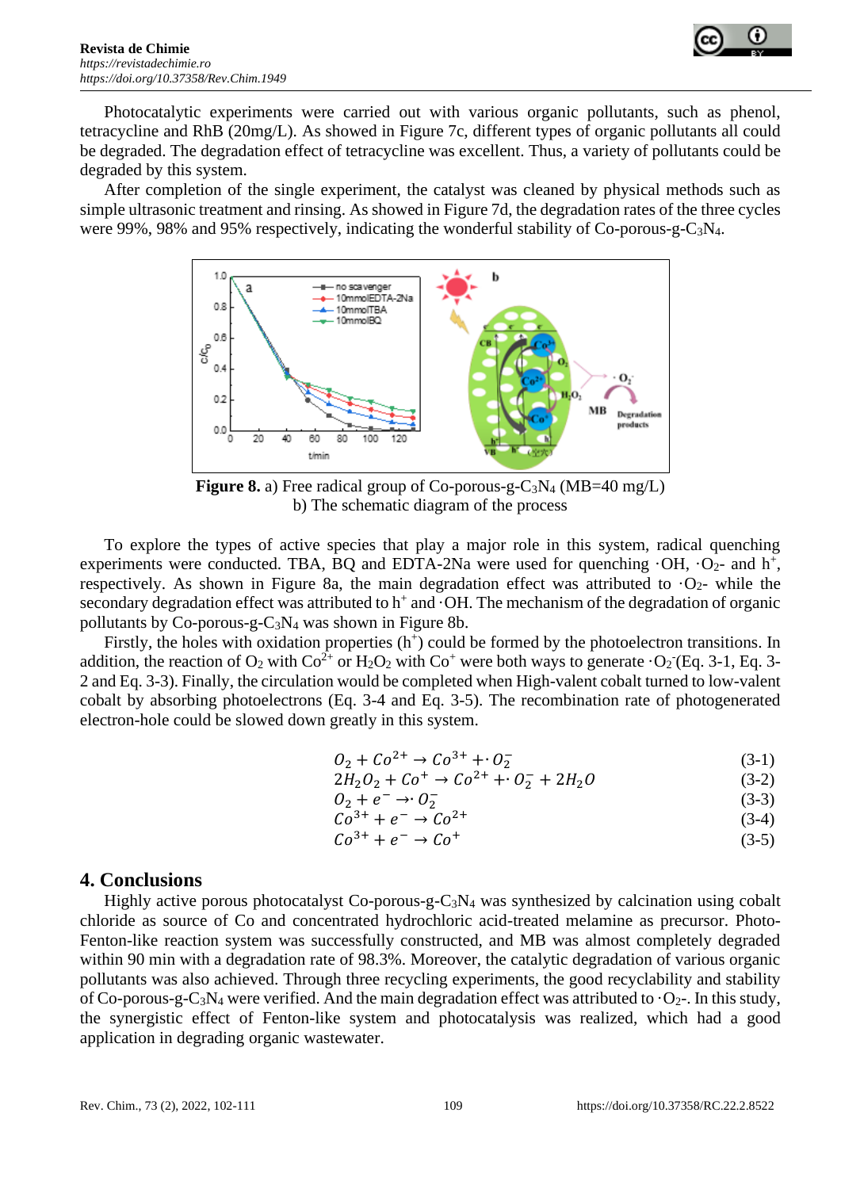Photocatalytic experiments were carried out with various organic pollutants, such as phenol, tetracycline and RhB (20mg/L). As showed in Figure 7c, different types of organic pollutants all could be degraded. The degradation effect of tetracycline was excellent. Thus, a variety of pollutants could be degraded by this system.

After completion of the single experiment, the catalyst was cleaned by physical methods such as simple ultrasonic treatment and rinsing. As showed in Figure 7d, the degradation rates of the three cycles were 99%, 98% and 95% respectively, indicating the wonderful stability of Co-porous-g-$C_3N_4$.

**Figure 8.** a) Free radical group of Co-porous-g-$C_3N_4$ (MB=40 mg/L) b) The schematic diagram of the process

To explore the types of active species that play a major role in this system, radical quenching experiments were conducted. TBA, BQ and EDTA-2Na were used for quenching ·OH, $\cdot O_2$- and $h^+$, respectively. As shown in Figure 8a, the main degradation effect was attributed to $\cdot O_2$- while the secondary degradation effect was attributed to $h^+$ and ·OH. The mechanism of the degradation of organic pollutants by Co-porous-g-$C_3N_4$ was shown in Figure 8b.

Firstly, the holes with oxidation properties ($h^+$) could be formed by the photoelectron transitions. In addition, the reaction of $O_2$ with $Co^{2+}$ or $H_2O_2$ with $Co^+$ were both ways to generate $\cdot O_2^-$(Eq. 3-1, Eq. 3-2 and Eq. 3-3). Finally, the circulation would be completed when High-valent cobalt turned to low-valent cobalt by absorbing photoelectrons (Eq. 3-4 and Eq. 3-5). The recombination rate of photogenerated electron-hole could be slowed down greatly in this system.

$$O_2 + Co^{2+} \rightarrow Co^{3+} + \cdot O_2^- \tag{3-1}$$

$$2H_2O_2 + Co^+ \rightarrow Co^{2+} + \cdot O_2^- + 2H_2O \tag{3-2}$$

$$O_2 + e^- \rightarrow \cdot O_2^- \tag{3-3}$$

$$Co^{3+} + e^- \rightarrow Co^{2+} \tag{3-4}$$

$$Co^{3+} + e^- \rightarrow Co^+ \tag{3-5}$$

## 4. Conclusions

Highly active porous photocatalyst Co-porous-g-$C_3N_4$ was synthesized by calcination using cobalt chloride as source of Co and concentrated hydrochloric acid-treated melamine as precursor. Photo-Fenton-like reaction system was successfully constructed, and MB was almost completely degraded within 90 min with a degradation rate of 98.3%. Moreover, the catalytic degradation of various organic pollutants was also achieved. Through three recycling experiments, the good recyclability and stability of Co-porous-g-$C_3N_4$ were verified. And the main degradation effect was attributed to $\cdot O_2$-. In this study, the synergistic effect of Fenton-like system and photocatalysis was realized, which had a good application in degrading organic wastewater.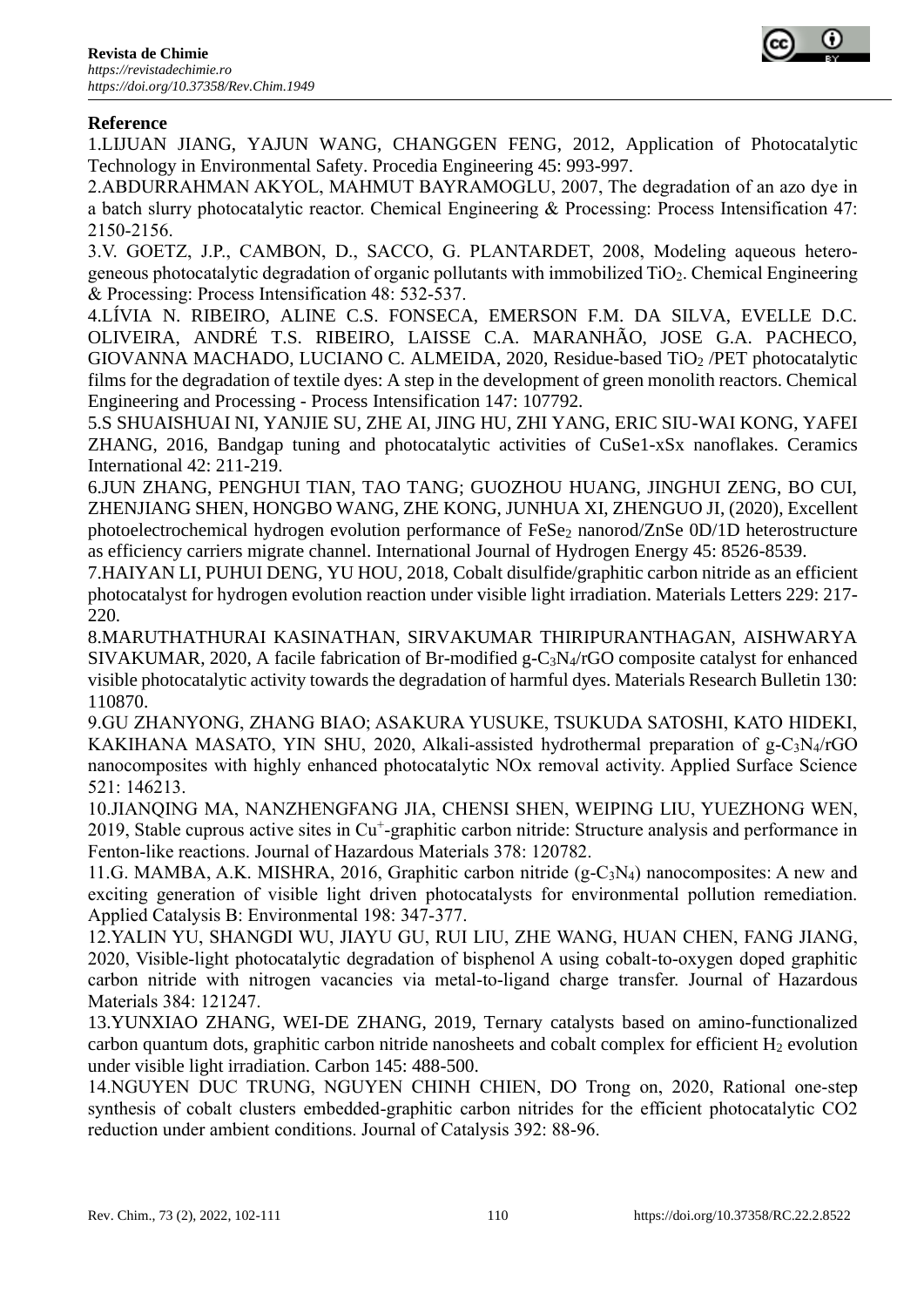## Reference

1.LIJUAN JIANG, YAJUN WANG, CHANGGEN FENG, 2012, Application of Photocatalytic Technology in Environmental Safety. Procedia Engineering 45: 993-997.

2.ABDURRAHMAN AKYOL, MAHMUT BAYRAMOGLU, 2007, The degradation of an azo dye in a batch slurry photocatalytic reactor. Chemical Engineering & Processing: Process Intensification 47: 2150-2156.

3.V. GOETZ, J.P., CAMBON, D., SACCO, G. PLANTARDET, 2008, Modeling aqueous heterogeneous photocatalytic degradation of organic pollutants with immobilized $TiO_2$. Chemical Engineering & Processing: Process Intensification 48: 532-537.

4.LÍVIA N. RIBEIRO, ALINE C.S. FONSECA, EMERSON F.M. DA SILVA, EVELLE D.C. OLIVEIRA, ANDRÉ T.S. RIBEIRO, LAISSE C.A. MARANHÃO, JOSE G.A. PACHECO, GIOVANNA MACHADO, LUCIANO C. ALMEIDA, 2020, Residue-based $TiO_2$ /PET photocatalytic films for the degradation of textile dyes: A step in the development of green monolith reactors. Chemical Engineering and Processing - Process Intensification 147: 107792.

5.S SHUAISHUAI NI, YANJIE SU, ZHE AI, JING HU, ZHI YANG, ERIC SIU-WAI KONG, YAFEI ZHANG, 2016, Bandgap tuning and photocatalytic activities of CuSe1-xSx nanoflakes. Ceramics International 42: 211-219.

6.JUN ZHANG, PENGHUI TIAN, TAO TANG; GUOZHOU HUANG, JINGHUI ZENG, BO CUI, ZHENJIANG SHEN, HONGBO WANG, ZHE KONG, JUNHUA XI, ZHENGUO JI, (2020), Excellent photoelectrochemical hydrogen evolution performance of $FeSe_2$ nanorod/ZnSe 0D/1D heterostructure as efficiency carriers migrate channel. International Journal of Hydrogen Energy 45: 8526-8539.

7.HAIYAN LI, PUHUI DENG, YU HOU, 2018, Cobalt disulfide/graphitic carbon nitride as an efficient photocatalyst for hydrogen evolution reaction under visible light irradiation. Materials Letters 229: 217-220.

8.MARUTHATHURAI KASINATHAN, SIRVAKUMAR THIRIPURANTHAGAN, AISHWARYA SIVAKUMAR, 2020, A facile fabrication of Br-modified g-$C_3N_4$/rGO composite catalyst for enhanced visible photocatalytic activity towards the degradation of harmful dyes. Materials Research Bulletin 130: 110870.

9.GU ZHANYONG, ZHANG BIAO; ASAKURA YUSUKE, TSUKUDA SATOSHI, KATO HIDEKI, KAKIHANA MASATO, YIN SHU, 2020, Alkali-assisted hydrothermal preparation of g-$C_3N_4$/rGO nanocomposites with highly enhanced photocatalytic NOx removal activity. Applied Surface Science 521: 146213.

10.JIANQING MA, NANZHENGFANG JIA, CHENSI SHEN, WEIPING LIU, YUEZHONG WEN, 2019, Stable cuprous active sites in $Cu^{+}$-graphitic carbon nitride: Structure analysis and performance in Fenton-like reactions. Journal of Hazardous Materials 378: 120782.

11.G. MAMBA, A.K. MISHRA, 2016, Graphitic carbon nitride (g-$C_3N_4$) nanocomposites: A new and exciting generation of visible light driven photocatalysts for environmental pollution remediation. Applied Catalysis B: Environmental 198: 347-377.

12.YALIN YU, SHANGDI WU, JIAYU GU, RUI LIU, ZHE WANG, HUAN CHEN, FANG JIANG, 2020, Visible-light photocatalytic degradation of bisphenol A using cobalt-to-oxygen doped graphitic carbon nitride with nitrogen vacancies via metal-to-ligand charge transfer. Journal of Hazardous Materials 384: 121247.

13.YUNXIAO ZHANG, WEI-DE ZHANG, 2019, Ternary catalysts based on amino-functionalized carbon quantum dots, graphitic carbon nitride nanosheets and cobalt complex for efficient $H_2$ evolution under visible light irradiation. Carbon 145: 488-500.

14.NGUYEN DUC TRUNG, NGUYEN CHINH CHIEN, DO Trong on, 2020, Rational one-step synthesis of cobalt clusters embedded-graphitic carbon nitrides for the efficient photocatalytic CO2 reduction under ambient conditions. Journal of Catalysis 392: 88-96.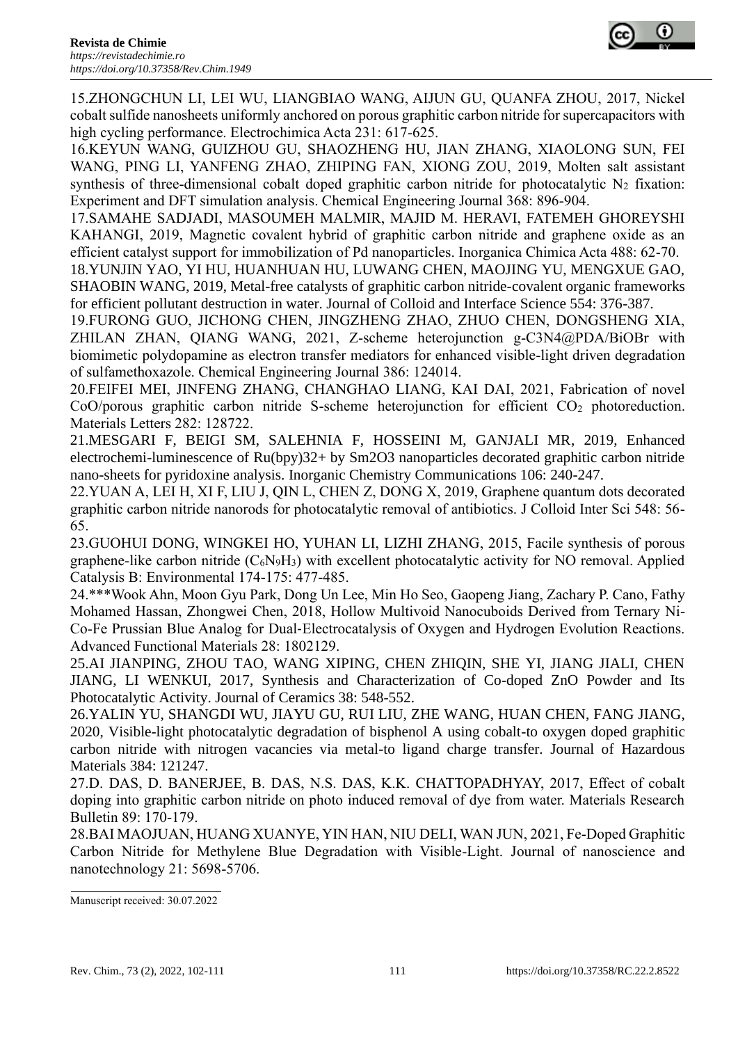15.ZHONGCHUN LI, LEI WU, LIANGBIAO WANG, AIJUN GU, QUANFA ZHOU, 2017, Nickel cobalt sulfide nanosheets uniformly anchored on porous graphitic carbon nitride for supercapacitors with high cycling performance. Electrochimica Acta 231: 617-625.

16.KEYUN WANG, GUIZHOU GU, SHAOZHENG HU, JIAN ZHANG, XIAOLONG SUN, FEI WANG, PING LI, YANFENG ZHAO, ZHIPING FAN, XIONG ZOU, 2019, Molten salt assistant synthesis of three-dimensional cobalt doped graphitic carbon nitride for photocatalytic $N_2$ fixation: Experiment and DFT simulation analysis. Chemical Engineering Journal 368: 896-904.

17.SAMAHE SADJADI, MASOUMEH MALMIR, MAJID M. HERAVI, FATEMEH GHOREYSHI KAHANGI, 2019, Magnetic covalent hybrid of graphitic carbon nitride and graphene oxide as an efficient catalyst support for immobilization of Pd nanoparticles. Inorganica Chimica Acta 488: 62-70.

18.YUNJIN YAO, YI HU, HUANHUAN HU, LUWANG CHEN, MAOJING YU, MENGXUE GAO, SHAOBIN WANG, 2019, Metal-free catalysts of graphitic carbon nitride-covalent organic frameworks for efficient pollutant destruction in water. Journal of Colloid and Interface Science 554: 376-387.

19.FURONG GUO, JICHONG CHEN, JINGZHENG ZHAO, ZHUO CHEN, DONGSHENG XIA, ZHILAN ZHAN, QIANG WANG, 2021, Z-scheme heterojunction g-C3N4@PDA/BiOBr with biomimetic polydopamine as electron transfer mediators for enhanced visible-light driven degradation of sulfamethoxazole. Chemical Engineering Journal 386: 124014.

20.FEIFEI MEI, JINFENG ZHANG, CHANGHAO LIANG, KAI DAI, 2021, Fabrication of novel CoO/porous graphitic carbon nitride S-scheme heterojunction for efficient $CO_2$ photoreduction. Materials Letters 282: 128722.

21.MESGARI F, BEIGI SM, SALEHNIA F, HOSSEINI M, GANJALI MR, 2019, Enhanced electrochemi-luminescence of Ru(bpy)32+ by Sm2O3 nanoparticles decorated graphitic carbon nitride nano-sheets for pyridoxine analysis. Inorganic Chemistry Communications 106: 240-247.

22.YUAN A, LEI H, XI F, LIU J, QIN L, CHEN Z, DONG X, 2019, Graphene quantum dots decorated graphitic carbon nitride nanorods for photocatalytic removal of antibiotics. J Colloid Inter Sci 548: 56-65.

23.GUOHUI DONG, WINGKEI HO, YUHAN LI, LIZHI ZHANG, 2015, Facile synthesis of porous graphene-like carbon nitride ($C_6N_9H_3$) with excellent photocatalytic activity for NO removal. Applied Catalysis B: Environmental 174-175: 477-485.

24.***Wook Ahn, Moon Gyu Park, Dong Un Lee, Min Ho Seo, Gaopeng Jiang, Zachary P. Cano, Fathy Mohamed Hassan, Zhongwei Chen, 2018, Hollow Multivoid Nanocuboids Derived from Ternary Ni-Co-Fe Prussian Blue Analog for Dual-Electrocatalysis of Oxygen and Hydrogen Evolution Reactions. Advanced Functional Materials 28: 1802129.

25.AI JIANPING, ZHOU TAO, WANG XIPING, CHEN ZHIQIN, SHE YI, JIANG JIALI, CHEN JIANG, LI WENKUI, 2017, Synthesis and Characterization of Co-doped ZnO Powder and Its Photocatalytic Activity. Journal of Ceramics 38: 548-552.

26.YALIN YU, SHANGDI WU, JIAYU GU, RUI LIU, ZHE WANG, HUAN CHEN, FANG JIANG, 2020, Visible-light photocatalytic degradation of bisphenol A using cobalt-to oxygen doped graphitic carbon nitride with nitrogen vacancies via metal-to ligand charge transfer. Journal of Hazardous Materials 384: 121247.

27.D. DAS, D. BANERJEE, B. DAS, N.S. DAS, K.K. CHATTOPADHYAY, 2017, Effect of cobalt doping into graphitic carbon nitride on photo induced removal of dye from water. Materials Research Bulletin 89: 170-179.

28.BAI MAOJUAN, HUANG XUANYE, YIN HAN, NIU DELI, WAN JUN, 2021, Fe-Doped Graphitic Carbon Nitride for Methylene Blue Degradation with Visible-Light. Journal of nanoscience and nanotechnology 21: 5698-5706.

Manuscript received: 30.07.2022